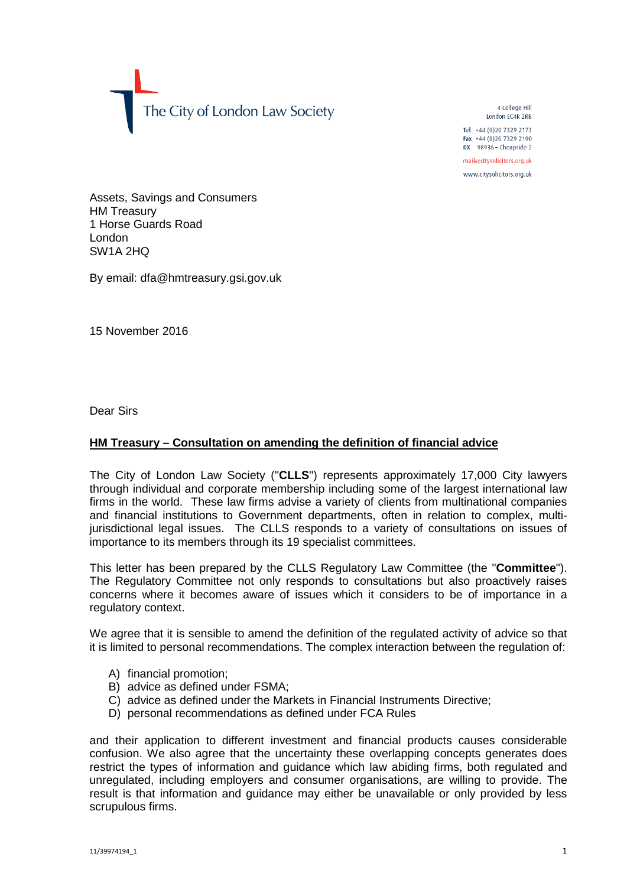The City of London Law Society

4 College Hill
London EC4R 2RB

Tel +44 (0)20 7329 2173
Fax +44 (0)20 7329 2190
DX 98936 – Cheapside 2

mail@citysolicitors.org.uk
www.citysolicitors.org.uk

Assets, Savings and Consumers
HM Treasury
1 Horse Guards Road
London
SW1A 2HQ

By email: dfa@hmtreasury.gsi.gov.uk

15 November 2016

Dear Sirs

**HM Treasury – Consultation on amending the definition of financial advice**

The City of London Law Society ("**CLLS**") represents approximately 17,000 City lawyers through individual and corporate membership including some of the largest international law firms in the world. These law firms advise a variety of clients from multinational companies and financial institutions to Government departments, often in relation to complex, multi-jurisdictional legal issues. The CLLS responds to a variety of consultations on issues of importance to its members through its 19 specialist committees.

This letter has been prepared by the CLLS Regulatory Law Committee (the "**Committee**"). The Regulatory Committee not only responds to consultations but also proactively raises concerns where it becomes aware of issues which it considers to be of importance in a regulatory context.

We agree that it is sensible to amend the definition of the regulated activity of advice so that it is limited to personal recommendations. The complex interaction between the regulation of:

A) financial promotion;
B) advice as defined under FSMA;
C) advice as defined under the Markets in Financial Instruments Directive;
D) personal recommendations as defined under FCA Rules

and their application to different investment and financial products causes considerable confusion. We also agree that the uncertainty these overlapping concepts generates does restrict the types of information and guidance which law abiding firms, both regulated and unregulated, including employers and consumer organisations, are willing to provide. The result is that information and guidance may either be unavailable or only provided by less scrupulous firms.

11/39974194_1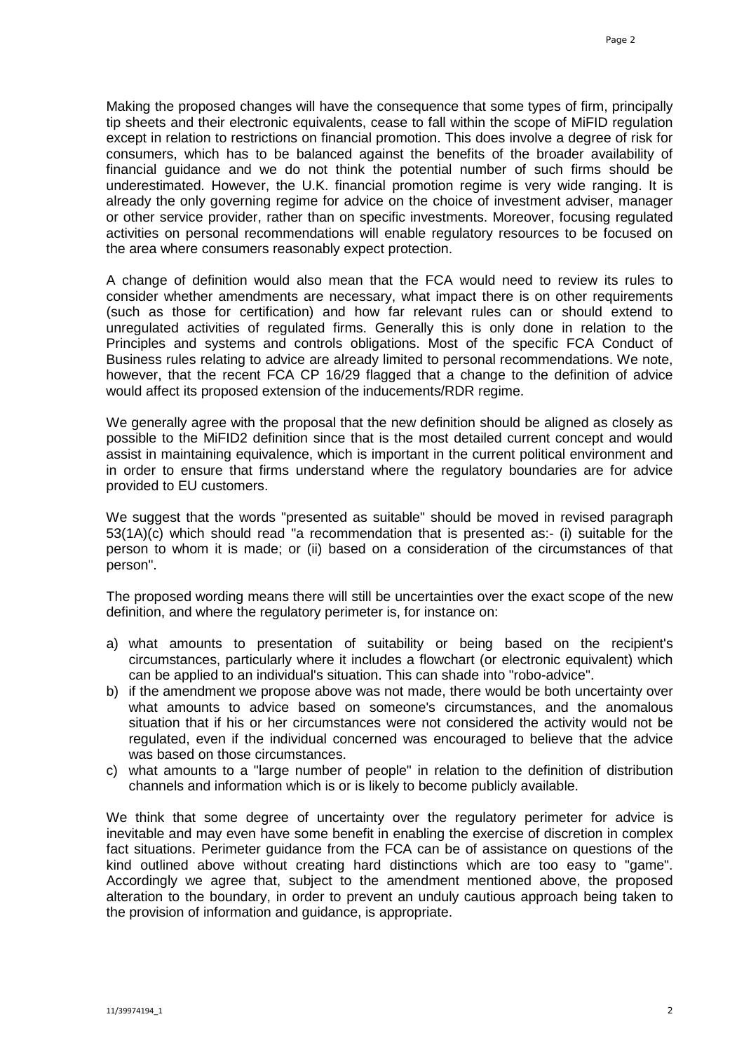Making the proposed changes will have the consequence that some types of firm, principally tip sheets and their electronic equivalents, cease to fall within the scope of MiFID regulation except in relation to restrictions on financial promotion. This does involve a degree of risk for consumers, which has to be balanced against the benefits of the broader availability of financial guidance and we do not think the potential number of such firms should be underestimated. However, the U.K. financial promotion regime is very wide ranging. It is already the only governing regime for advice on the choice of investment adviser, manager or other service provider, rather than on specific investments. Moreover, focusing regulated activities on personal recommendations will enable regulatory resources to be focused on the area where consumers reasonably expect protection.

A change of definition would also mean that the FCA would need to review its rules to consider whether amendments are necessary, what impact there is on other requirements (such as those for certification) and how far relevant rules can or should extend to unregulated activities of regulated firms. Generally this is only done in relation to the Principles and systems and controls obligations. Most of the specific FCA Conduct of Business rules relating to advice are already limited to personal recommendations. We note, however, that the recent FCA CP 16/29 flagged that a change to the definition of advice would affect its proposed extension of the inducements/RDR regime.

We generally agree with the proposal that the new definition should be aligned as closely as possible to the MiFID2 definition since that is the most detailed current concept and would assist in maintaining equivalence, which is important in the current political environment and in order to ensure that firms understand where the regulatory boundaries are for advice provided to EU customers.

We suggest that the words "presented as suitable" should be moved in revised paragraph 53(1A)(c) which should read "a recommendation that is presented as:- (i) suitable for the person to whom it is made; or (ii) based on a consideration of the circumstances of that person".

The proposed wording means there will still be uncertainties over the exact scope of the new definition, and where the regulatory perimeter is, for instance on:

a) what amounts to presentation of suitability or being based on the recipient's circumstances, particularly where it includes a flowchart (or electronic equivalent) which can be applied to an individual's situation. This can shade into "robo-advice".
b) if the amendment we propose above was not made, there would be both uncertainty over what amounts to advice based on someone's circumstances, and the anomalous situation that if his or her circumstances were not considered the activity would not be regulated, even if the individual concerned was encouraged to believe that the advice was based on those circumstances.
c) what amounts to a "large number of people" in relation to the definition of distribution channels and information which is or is likely to become publicly available.

We think that some degree of uncertainty over the regulatory perimeter for advice is inevitable and may even have some benefit in enabling the exercise of discretion in complex fact situations. Perimeter guidance from the FCA can be of assistance on questions of the kind outlined above without creating hard distinctions which are too easy to "game". Accordingly we agree that, subject to the amendment mentioned above, the proposed alteration to the boundary, in order to prevent an unduly cautious approach being taken to the provision of information and guidance, is appropriate.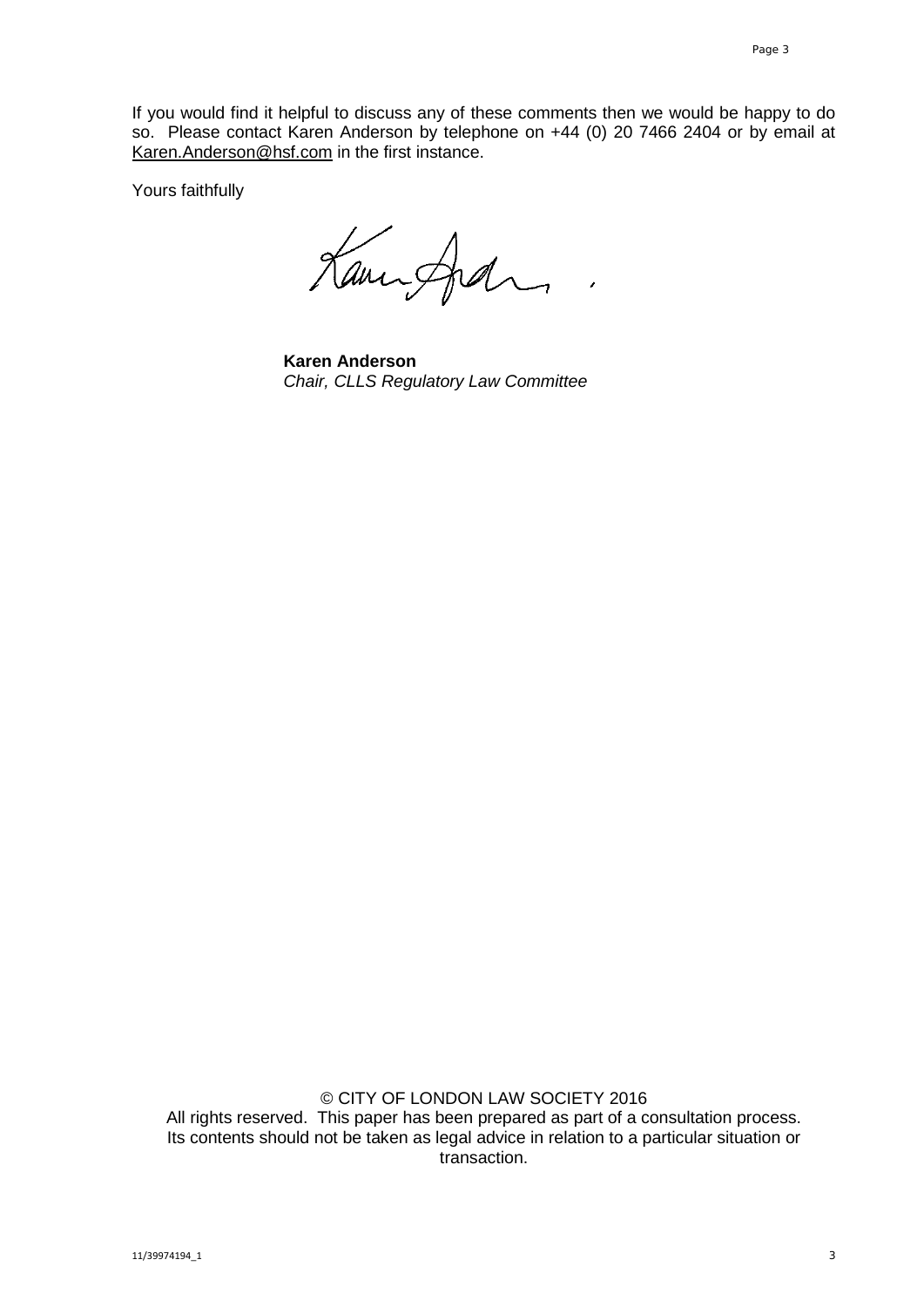If you would find it helpful to discuss any of these comments then we would be happy to do so. Please contact Karen Anderson by telephone on +44 (0) 20 7466 2404 or by email at Karen.Anderson@hsf.com in the first instance.

Yours faithfully

**Karen Anderson**
*Chair, CLLS Regulatory Law Committee*

© CITY OF LONDON LAW SOCIETY 2016
All rights reserved. This paper has been prepared as part of a consultation process. Its contents should not be taken as legal advice in relation to a particular situation or transaction.

11/39974194_1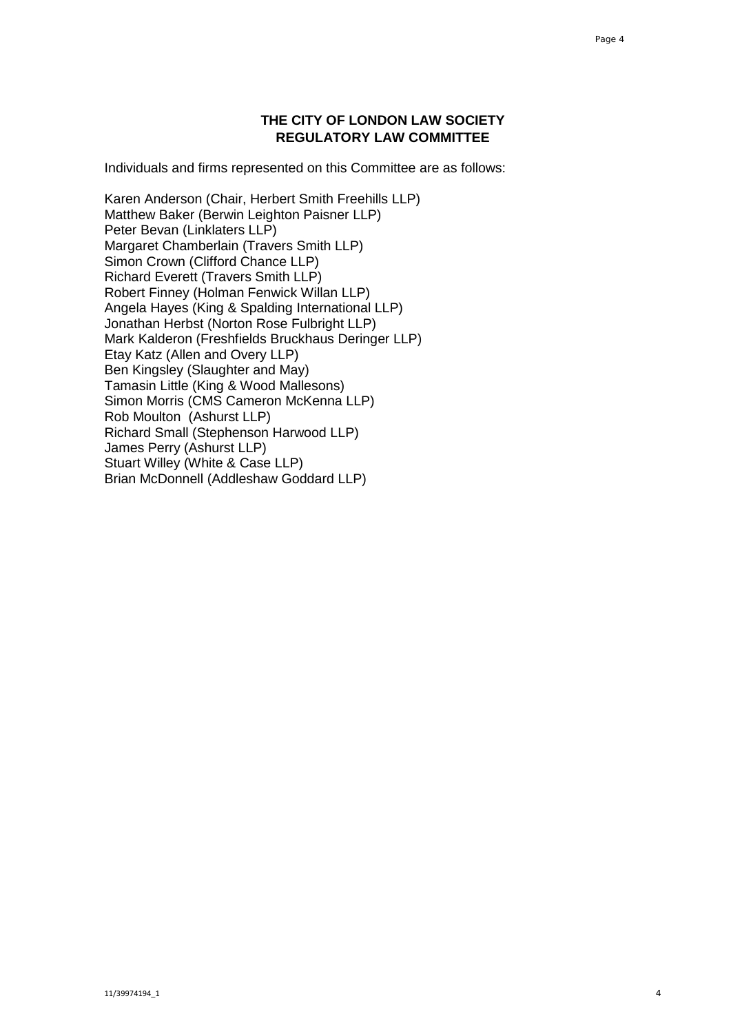**THE CITY OF LONDON LAW SOCIETY**
**REGULATORY LAW COMMITTEE**

Individuals and firms represented on this Committee are as follows:

Karen Anderson (Chair, Herbert Smith Freehills LLP)
Matthew Baker (Berwin Leighton Paisner LLP)
Peter Bevan (Linklaters LLP)
Margaret Chamberlain (Travers Smith LLP)
Simon Crown (Clifford Chance LLP)
Richard Everett (Travers Smith LLP)
Robert Finney (Holman Fenwick Willan LLP)
Angela Hayes (King & Spalding International LLP)
Jonathan Herbst (Norton Rose Fulbright LLP)
Mark Kalderon (Freshfields Bruckhaus Deringer LLP)
Etay Katz (Allen and Overy LLP)
Ben Kingsley (Slaughter and May)
Tamasin Little (King & Wood Mallesons)
Simon Morris (CMS Cameron McKenna LLP)
Rob Moulton (Ashurst LLP)
Richard Small (Stephenson Harwood LLP)
James Perry (Ashurst LLP)
Stuart Willey (White & Case LLP)
Brian McDonnell (Addleshaw Goddard LLP)